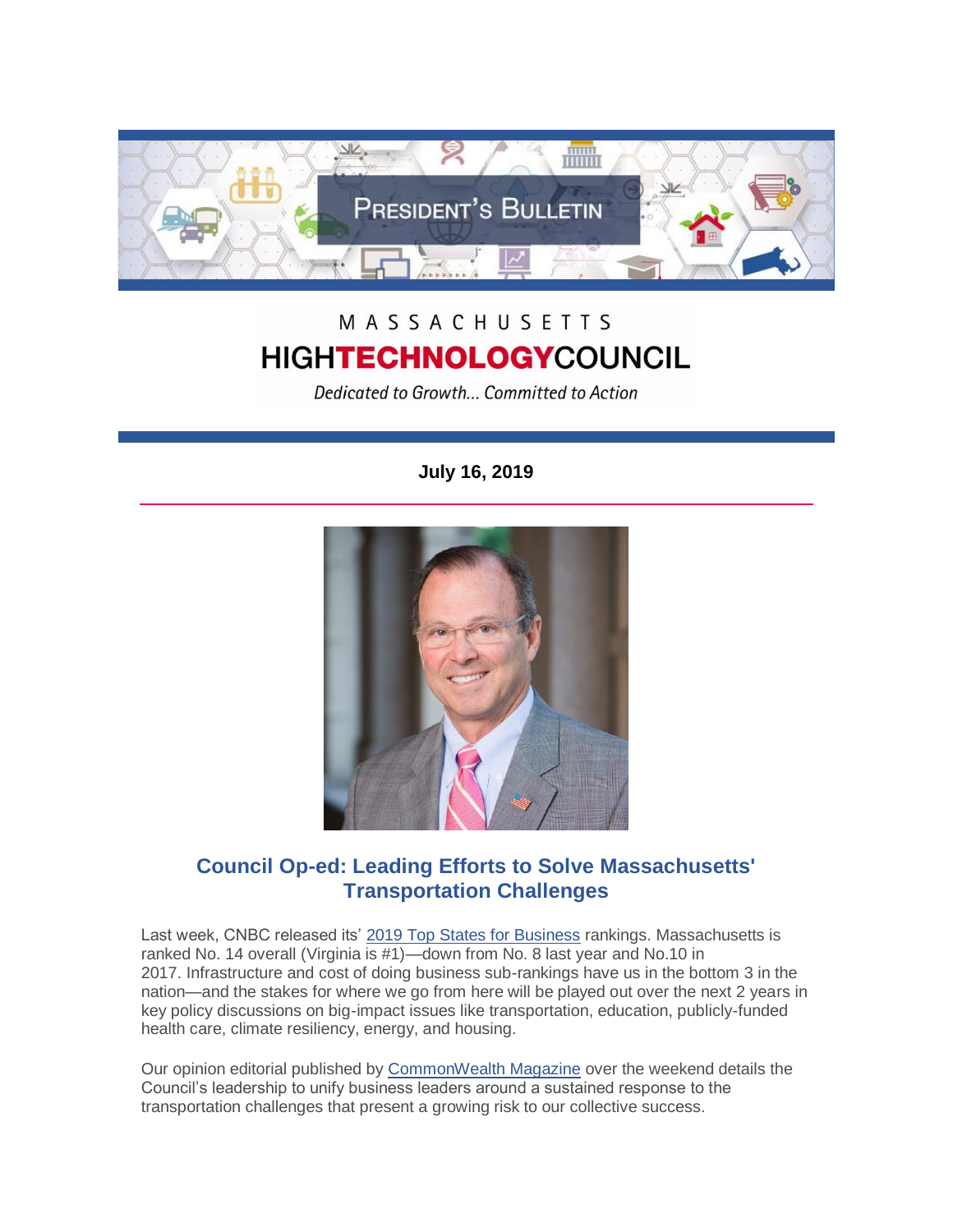# PRESIDENT'S BULLETIN

MASSACHUSETTS
**HIGHTECHNOLOGYCOUNCIL**

*Dedicated to Growth... Committed to Action*

**July 16, 2019**

## Council Op-ed: Leading Efforts to Solve Massachusetts' Transportation Challenges

Last week, CNBC released its' 2019 Top States for Business rankings. Massachusetts is ranked No. 14 overall (Virginia is #1)—down from No. 8 last year and No.10 in 2017. Infrastructure and cost of doing business sub-rankings have us in the bottom 3 in the nation—and the stakes for where we go from here will be played out over the next 2 years in key policy discussions on big-impact issues like transportation, education, publicly-funded health care, climate resiliency, energy, and housing.

Our opinion editorial published by CommonWealth Magazine over the weekend details the Council's leadership to unify business leaders around a sustained response to the transportation challenges that present a growing risk to our collective success.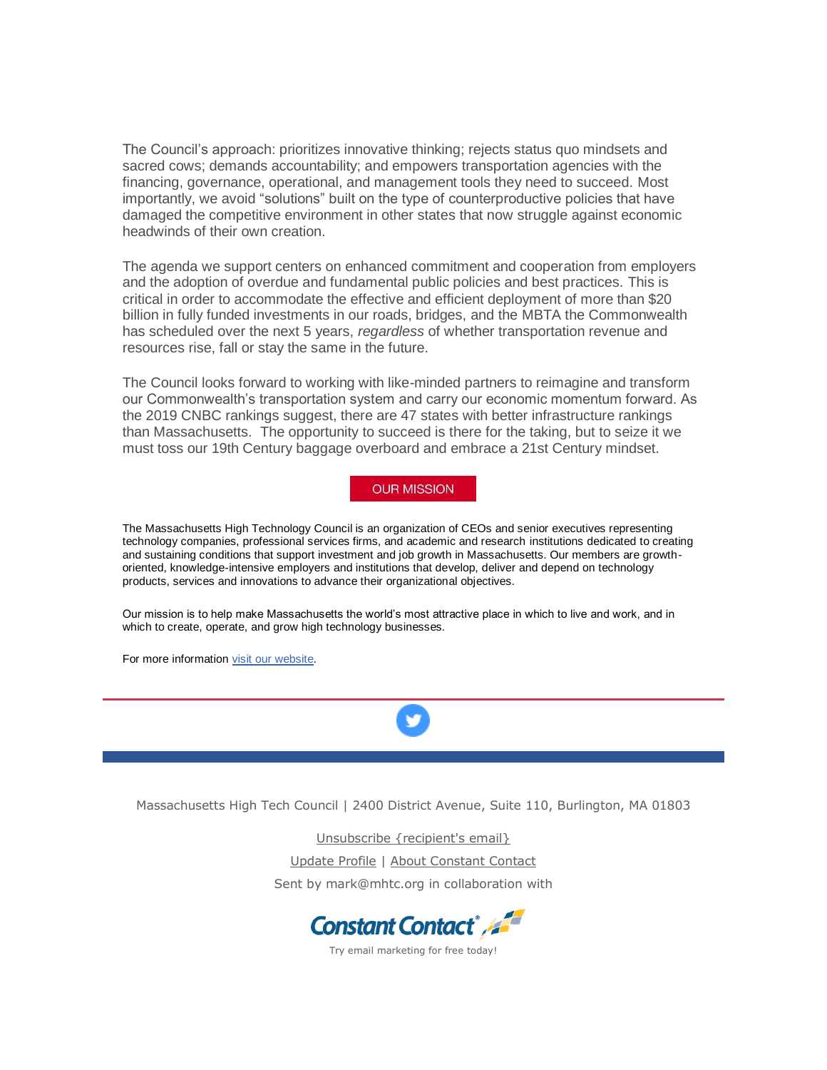The Council's approach: prioritizes innovative thinking; rejects status quo mindsets and sacred cows; demands accountability; and empowers transportation agencies with the financing, governance, operational, and management tools they need to succeed. Most importantly, we avoid "solutions" built on the type of counterproductive policies that have damaged the competitive environment in other states that now struggle against economic headwinds of their own creation.

The agenda we support centers on enhanced commitment and cooperation from employers and the adoption of overdue and fundamental public policies and best practices. This is critical in order to accommodate the effective and efficient deployment of more than $20 billion in fully funded investments in our roads, bridges, and the MBTA the Commonwealth has scheduled over the next 5 years, *regardless* of whether transportation revenue and resources rise, fall or stay the same in the future.

The Council looks forward to working with like-minded partners to reimagine and transform our Commonwealth's transportation system and carry our economic momentum forward. As the 2019 CNBC rankings suggest, there are 47 states with better infrastructure rankings than Massachusetts. The opportunity to succeed is there for the taking, but to seize it we must toss our 19th Century baggage overboard and embrace a 21st Century mindset.

OUR MISSION

The Massachusetts High Technology Council is an organization of CEOs and senior executives representing technology companies, professional services firms, and academic and research institutions dedicated to creating and sustaining conditions that support investment and job growth in Massachusetts. Our members are growth-oriented, knowledge-intensive employers and institutions that develop, deliver and depend on technology products, services and innovations to advance their organizational objectives.

Our mission is to help make Massachusetts the world's most attractive place in which to live and work, and in which to create, operate, and grow high technology businesses.

For more information visit our website.

Massachusetts High Tech Council | 2400 District Avenue, Suite 110, Burlington, MA 01803

Unsubscribe {recipient's email}

Update Profile | About Constant Contact

Sent by mark@mhtc.org in collaboration with

Constant Contact

Try email marketing for free today!